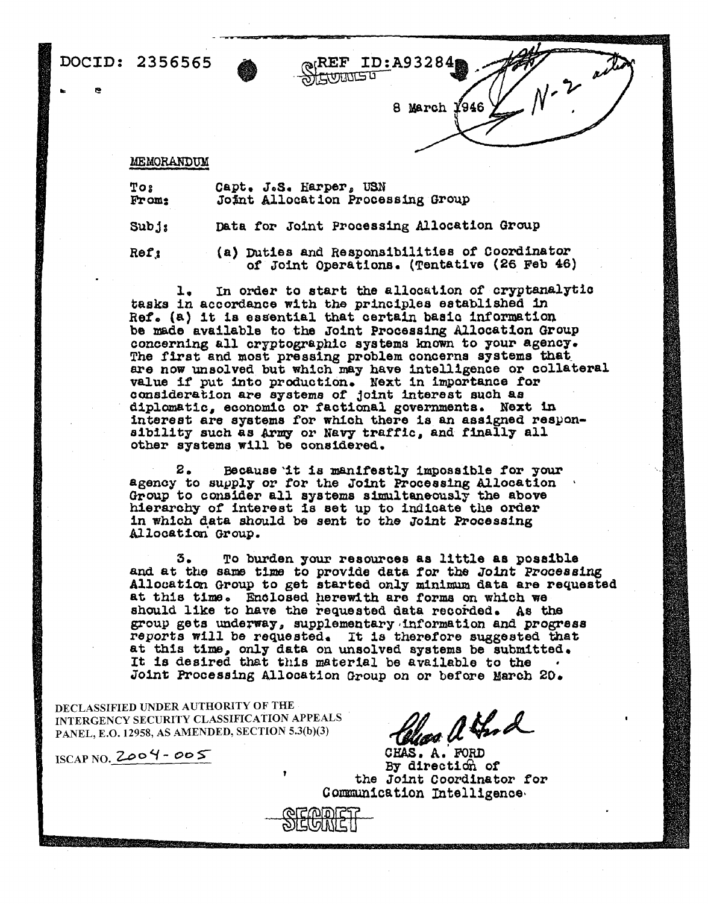DOCID: 2356565

REF ID:A93284

SECRET

8 March 1946

MEMORANDUM

To: Capt. J.S. Harper, USN
From: Joint Allocation Processing Group

Subj: Data for Joint Processing Allocation Group

Ref: (a) Duties and Responsibilities of Coordinator of Joint Operations. (Tentative (26 Feb 46)

1. In order to start the allocation of cryptanalytic tasks in accordance with the principles established in Ref. (a) it is essential that certain basic information be made available to the Joint Processing Allocation Group concerning all cryptographic systems known to your agency. The first and most pressing problem concerns systems that are now unsolved but which may have intelligence or collateral value if put into production. Next in importance for consideration are systems of joint interest such as diplomatic, economic or factional governments. Next in interest are systems for which there is an assigned responsibility such as Army or Navy traffic, and finally all other systems will be considered.

2. Because it is manifestly impossible for your agency to supply or for the Joint Processing Allocation Group to consider all systems simultaneously the above hierarchy of interest is set up to indicate the order in which data should be sent to the Joint Processing Allocation Group.

3. To burden your resources as little as possible and at the same time to provide data for the Joint Processing Allocation Group to get started only minimum data are requested at this time. Enclosed herewith are forms on which we should like to have the requested data recorded. As the group gets underway, supplementary information and progress reports will be requested. It is therefore suggested that at this time, only data on unsolved systems be submitted. It is desired that this material be available to the Joint Processing Allocation Group on or before March 20.

CHAS. A. FORD
By direction of
the Joint Coordinator for
Communication Intelligence

DECLASSIFIED UNDER AUTHORITY OF THE INTERGENCY SECURITY CLASSIFICATION APPEALS PANEL, E.O. 12958, AS AMENDED, SECTION 5.3(b)(3)

ISCAP NO. 2004-005

SECRET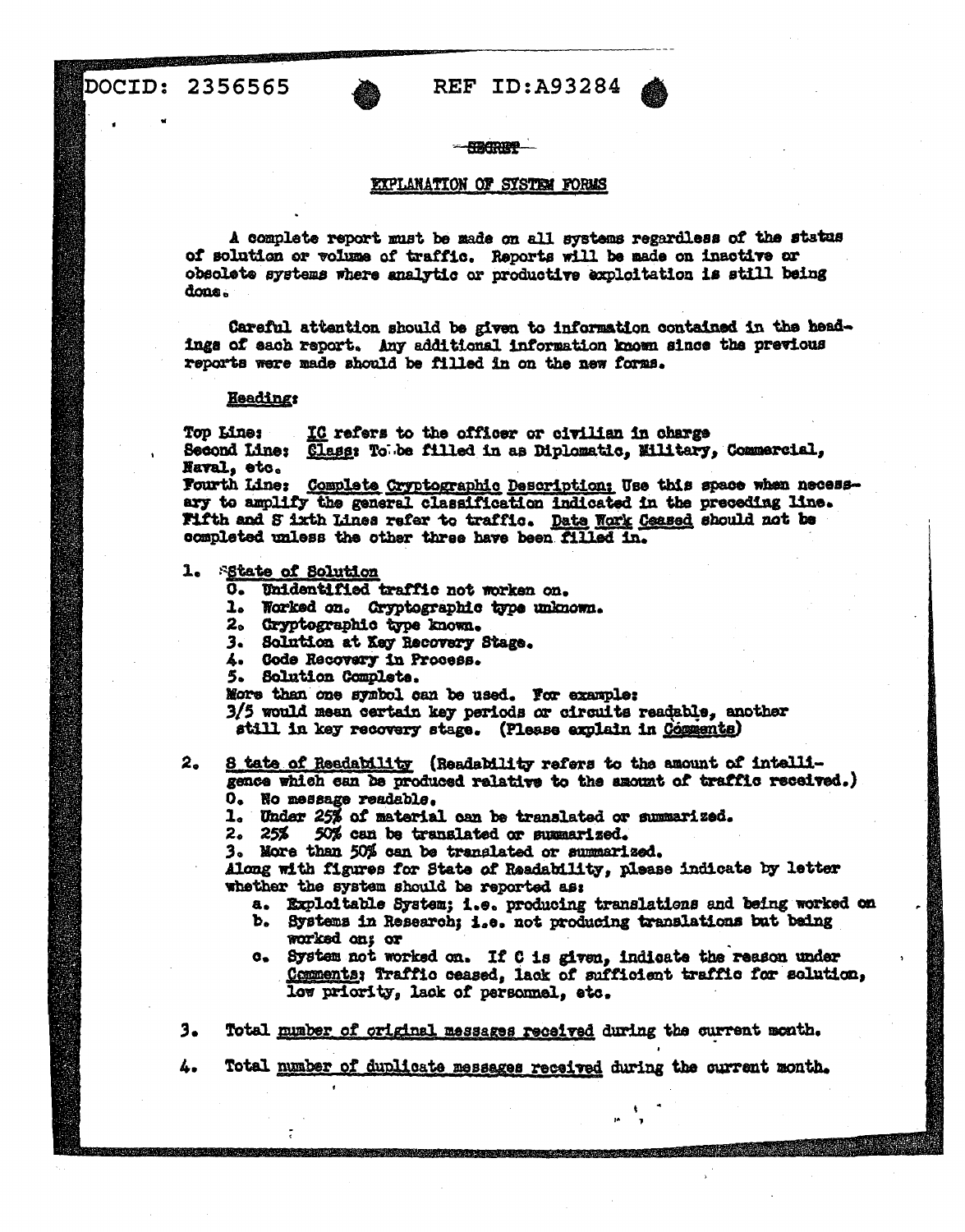DOCID: 2356565 REF ID:A93284

SECRET

## EXPLANATION OF SYSTEM FORMS

A complete report must be made on all systems regardless of the status of solution or volume of traffic. Reports will be made on inactive or obsolete systems where analytic or productive exploitation is still being done.

Careful attention should be given to information contained in the headings of each report. Any additional information known since the previous reports were made should be filled in on the new forms.

Heading:

Top Line: IC refers to the officer or civilian in charge
Second Line: Class: To be filled in as Diplomatic, Military, Commercial, Naval, etc.
Fourth Line: Complete Cryptographic Description: Use this space when necessary to amplify the general classification indicated in the preceding line.
Fifth and Sixth Lines refer to traffic. Date Work Ceased should not be completed unless the other three have been filled in.

1. State of Solution
   0. Unidentified traffic not worken on.
   1. Worked on. Cryptographic type unknown.
   2. Cryptographic type known.
   3. Solution at Key Recovery Stage.
   4. Code Recovery in Process.
   5. Solution Complete.

   More than one symbol can be used. For example:
   3/5 would mean certain key periods or circuits readable, another still in key recovery stage. (Please explain in Comments)

2. State of Readability (Readability refers to the amount of intelligence which can be produced relative to the amount of traffic received.)
   0. No message readable.
   1. Under 25% of material can be translated or summarized.
   2. 25% 50% can be translated or summarized.
   3. More than 50% can be translated or summarized.

   Along with figures for State of Readability, please indicate by letter whether the system should be reported as:
   a. Exploitable System; i.e. producing translations and being worked on
   b. Systems in Research; i.e. not producing translations but being worked on; or
   c. System not worked on. If C is given, indicate the reason under Comments; Traffic ceased, lack of sufficient traffic for solution, low priority, lack of personnel, etc.

3. Total number of original messages received during the current month.

4. Total number of duplicate messages received during the current month.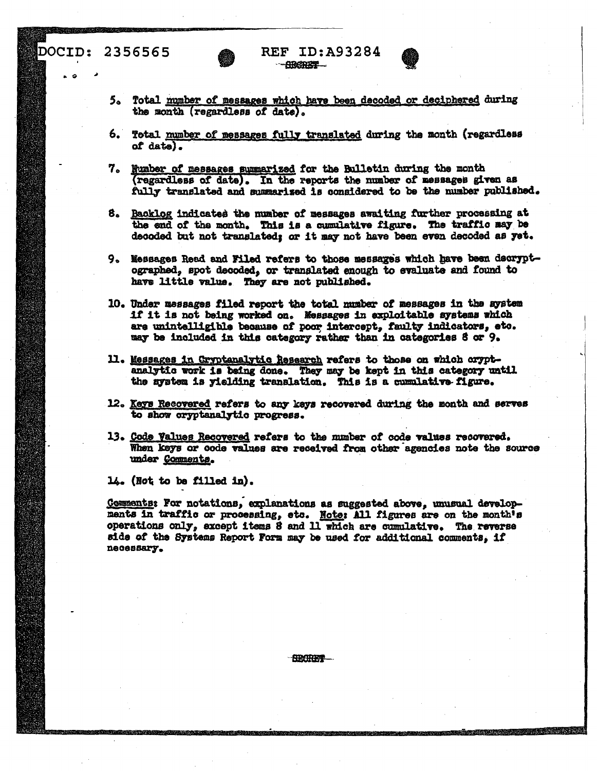5. Total <u>number of messages which have been decoded or deciphered</u> during the month (regardless of date).

6. Total <u>number of messages fully translated</u> during the month (regardless of date).

7. <u>Number of messages summarized</u> for the Bulletin during the month (regardless of date). In the reports the number of messages given as fully translated and summarized is considered to be the number published.

8. <u>Backlog</u> indicates the number of messages awaiting further processing at the end of the month. This is a cumulative figure. The traffic may be decoded but not translated; or it may not have been even decoded as yet.

9. Messages Read and Filed refers to those messages which have been decryptographed, spot decoded, or translated enough to evaluate and found to have little value. They are not published.

10. Under messages filed report the total number of messages in the system if it is not being worked on. Messages in exploitable systems which are unintelligible because of poor intercept, faulty indicators, etc. may be included in this category rather than in categories 8 or 9.

11. <u>Messages in Cryptanalytic Research</u> refers to those on which cryptanalytic work is being done. They may be kept in this category until the system is yielding translation. This is a cumulative figure.

12. <u>Keys Recovered</u> refers to any keys recovered during the month and serves to show cryptanalytic progress.

13. <u>Code Values Recovered</u> refers to the number of code values recovered. When keys or code values are received from other agencies note the source under <u>Comments</u>.

14. (Not to be filled in).

<u>Comments</u>: For notations, explanations as suggested above, unusual developments in traffic or processing, etc. <u>Note</u>: All figures are on the month's operations only, except items 8 and 11 which are cumulative. The reverse side of the Systems Report Form may be used for additional comments, if necessary.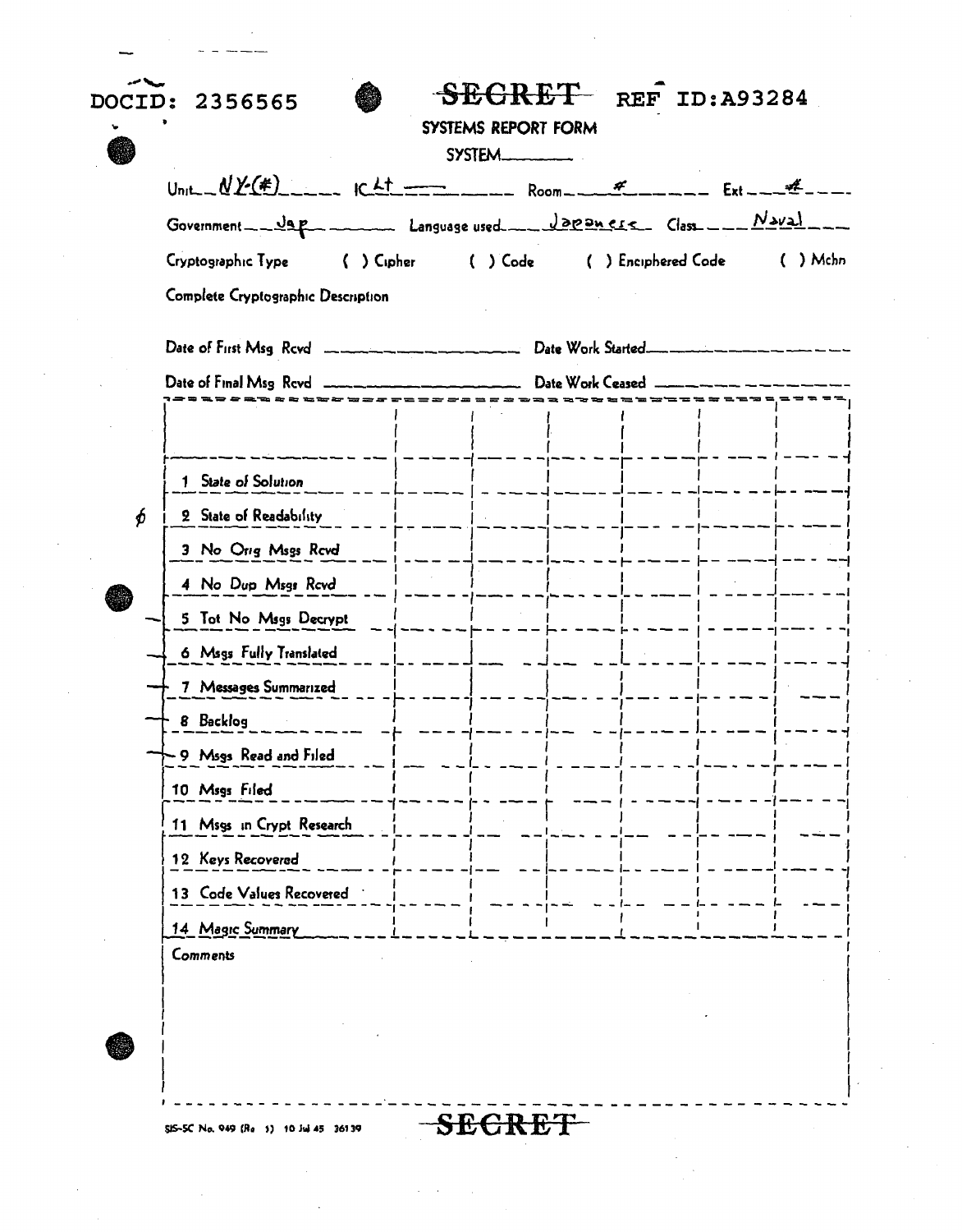DOCID: 2356565 **SECRET** REF ID:A93284

**SYSTEMS REPORT FORM**

SYSTEM________

Unit NY-(#) IC Lt —— Room # Ext #

Government Jap Language used Japanese Class Naval

Cryptographic Type ( ) Cipher ( ) Code ( ) Enciphered Code ( ) Mchn

Complete Cryptographic Description

Date of First Msg Rcvd ________ Date Work Started ________

Date of Final Msg Rcvd ________ Date Work Ceased ________

| | | | | | | |
|---|---|---|---|---|---|---|
| | | | | | | |
| 1 State of Solution | | | | | | |
| 2 State of Readability | | | | | | |
| 3 No Orig Msgs Rcvd | | | | | | |
| 4 No Dup Msgs Rcvd | | | | | | |
| 5 Tot No Msgs Decrypt | | | | | | |
| 6 Msgs Fully Translated | | | | | | |
| 7 Messages Summarized | | | | | | |
| 8 Backlog | | | | | | |
| 9 Msgs Read and Filed | | | | | | |
| 10 Msgs Filed | | | | | | |
| 11 Msgs in Crypt Research | | | | | | |
| 12 Keys Recovered | | | | | | |
| 13 Code Values Recovered | | | | | | |
| 14 Magic Summary | | | | | | |

Comments

SIS-SC No. 949 (Re 1) 10 Jul 45 36139

**SECRET**